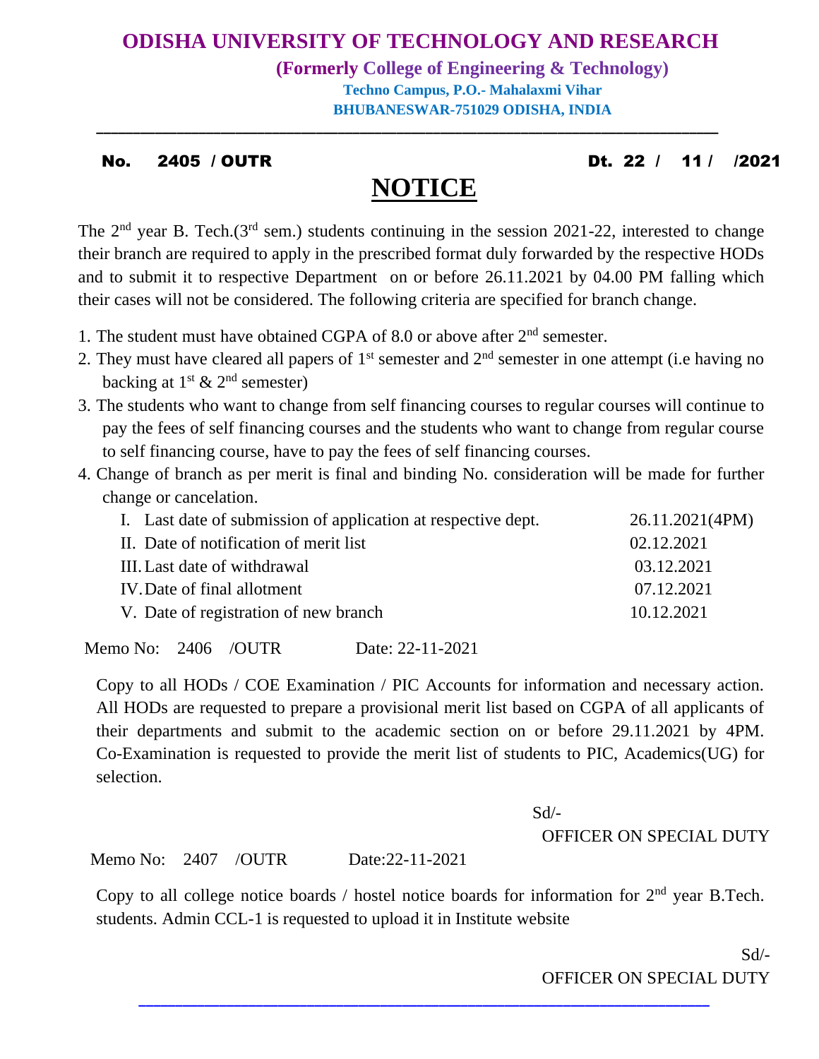# ODISHA UNIVERSITY OF TECHNOLOGY AND RESEARCH

**(Formerly College of Engineering & Technology)**

**Techno Campus, P.O.- Mahalaxmi Vihar**

**BHUBANESWAR-751029 ODISHA, INDIA**

---

**No. 2405 / OUTR** **Dt. 22 / 11 / /2021**

## NOTICE

The 2nd year B. Tech.(3rd sem.) students continuing in the session 2021-22, interested to change their branch are required to apply in the prescribed format duly forwarded by the respective HODs and to submit it to respective Department on or before 26.11.2021 by 04.00 PM falling which their cases will not be considered. The following criteria are specified for branch change.

1. The student must have obtained CGPA of 8.0 or above after 2nd semester.
2. They must have cleared all papers of 1st semester and 2nd semester in one attempt (i.e having no backing at 1st & 2nd semester)
3. The students who want to change from self financing courses to regular courses will continue to pay the fees of self financing courses and the students who want to change from regular course to self financing course, have to pay the fees of self financing courses.
4. Change of branch as per merit is final and binding No. consideration will be made for further change or cancelation.

| | |
|---|---|
| I. Last date of submission of application at respective dept. | 26.11.2021(4PM) |
| II. Date of notification of merit list | 02.12.2021 |
| III. Last date of withdrawal | 03.12.2021 |
| IV. Date of final allotment | 07.12.2021 |
| V. Date of registration of new branch | 10.12.2021 |

Memo No: 2406 /OUTR Date: 22-11-2021

Copy to all HODs / COE Examination / PIC Accounts for information and necessary action. All HODs are requested to prepare a provisional merit list based on CGPA of all applicants of their departments and submit to the academic section on or before 29.11.2021 by 4PM. Co-Examination is requested to provide the merit list of students to PIC, Academics(UG) for selection.

Sd/-

OFFICER ON SPECIAL DUTY

Memo No: 2407 /OUTR Date:22-11-2021

Copy to all college notice boards / hostel notice boards for information for 2nd year B.Tech. students. Admin CCL-1 is requested to upload it in Institute website

Sd/-

OFFICER ON SPECIAL DUTY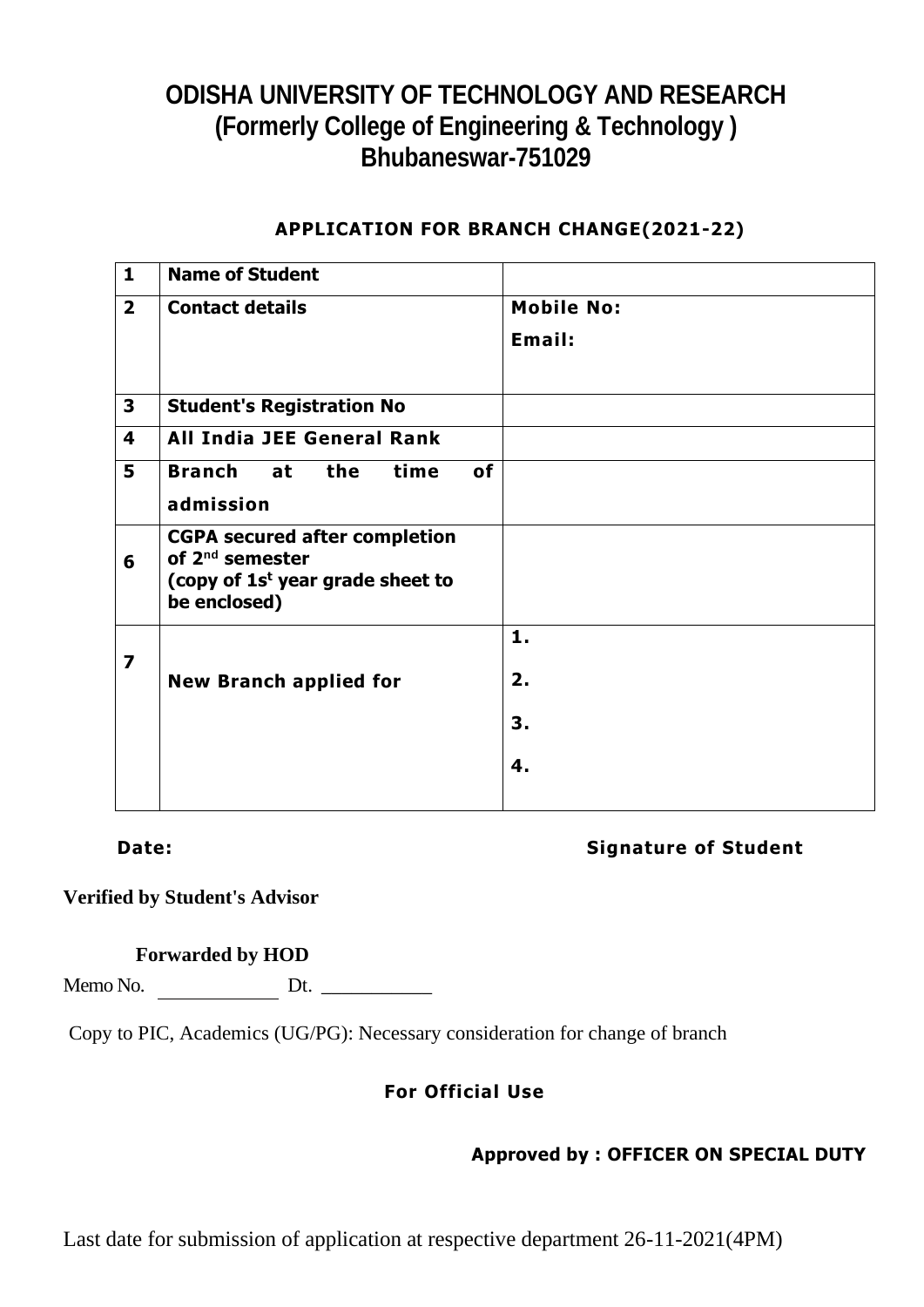# ODISHA UNIVERSITY OF TECHNOLOGY AND RESEARCH
## (Formerly College of Engineering & Technology )
## Bhubaneswar-751029

**APPLICATION FOR BRANCH CHANGE(2021-22)**

| | | |
|---|---|---|
| **1** | **Name of Student** | |
| **2** | **Contact details** | **Mobile No:**<br>**Email:** |
| **3** | **Student's Registration No** | |
| **4** | **All India JEE General Rank** | |
| **5** | **Branch at the time of admission** | |
| **6** | **CGPA secured after completion of 2nd semester (copy of 1st year grade sheet to be enclosed)** | |
| **7** | **New Branch applied for** | **1.**<br>**2.**<br>**3.**<br>**4.** |

**Date:** **Signature of Student**

**Verified by Student's Advisor**

**Forwarded by HOD**

Memo No. ____________ Dt. ___________

Copy to PIC, Academics (UG/PG): Necessary consideration for change of branch

**For Official Use**

**Approved by : OFFICER ON SPECIAL DUTY**

Last date for submission of application at respective department 26-11-2021(4PM)